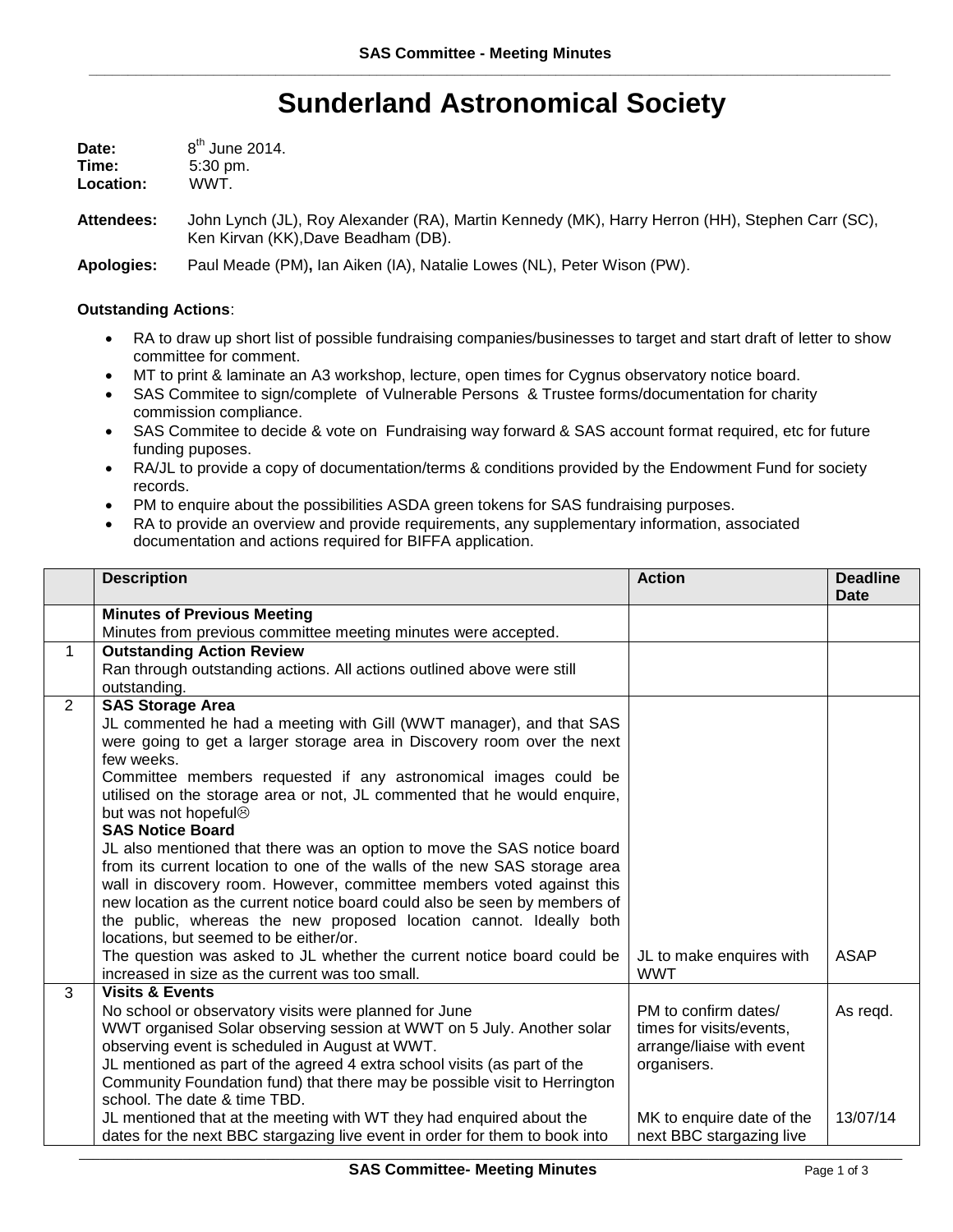# Sunderland Astronomical Society

**Date:** 8th June 2014.
**Time:** 5:30 pm.
**Location:** WWT.

**Attendees:** John Lynch (JL), Roy Alexander (RA), Martin Kennedy (MK), Harry Herron (HH), Stephen Carr (SC), Ken Kirvan (KK),Dave Beadham (DB).

**Apologies:** Paul Meade (PM)**,** Ian Aiken (IA), Natalie Lowes (NL), Peter Wison (PW).

**Outstanding Actions**:

- RA to draw up short list of possible fundraising companies/businesses to target and start draft of letter to show committee for comment.
- MT to print & laminate an A3 workshop, lecture, open times for Cygnus observatory notice board.
- SAS Commitee to sign/complete of Vulnerable Persons & Trustee forms/documentation for charity commission compliance.
- SAS Commitee to decide & vote on Fundraising way forward & SAS account format required, etc for future funding puposes.
- RA/JL to provide a copy of documentation/terms & conditions provided by the Endowment Fund for society records.
- PM to enquire about the possibilities ASDA green tokens for SAS fundraising purposes.
- RA to provide an overview and provide requirements, any supplementary information, associated documentation and actions required for BIFFA application.

| | Description | Action | Deadline Date |
|---|---|---|---|
| | **Minutes of Previous Meeting**<br>Minutes from previous committee meeting minutes were accepted. | | |
| 1 | **Outstanding Action Review**<br>Ran through outstanding actions. All actions outlined above were still outstanding. | | |
| 2 | **SAS Storage Area**<br>JL commented he had a meeting with Gill (WWT manager), and that SAS were going to get a larger storage area in Discovery room over the next few weeks.<br>Committee members requested if any astronomical images could be utilised on the storage area or not, JL commented that he would enquire, but was not hopeful☹<br>**SAS Notice Board**<br>JL also mentioned that there was an option to move the SAS notice board from its current location to one of the walls of the new SAS storage area wall in discovery room. However, committee members voted against this new location as the current notice board could also be seen by members of the public, whereas the new proposed location cannot. Ideally both locations, but seemed to be either/or.<br>The question was asked to JL whether the current notice board could be increased in size as the current was too small. | JL to make enquires with WWT | ASAP |
| 3 | **Visits & Events**<br>No school or observatory visits were planned for June<br>WWT organised Solar observing session at WWT on 5 July. Another solar observing event is scheduled in August at WWT.<br>JL mentioned as part of the agreed 4 extra school visits (as part of the Community Foundation fund) that there may be possible visit to Herrington school. The date & time TBD.<br>JL mentioned that at the meeting with WT they had enquired about the dates for the next BBC stargazing live event in order for them to book into | PM to confirm dates/ times for visits/events, arrange/liaise with event organisers.<br><br>MK to enquire date of the next BBC stargazing live | As reqd.<br><br>13/07/14 |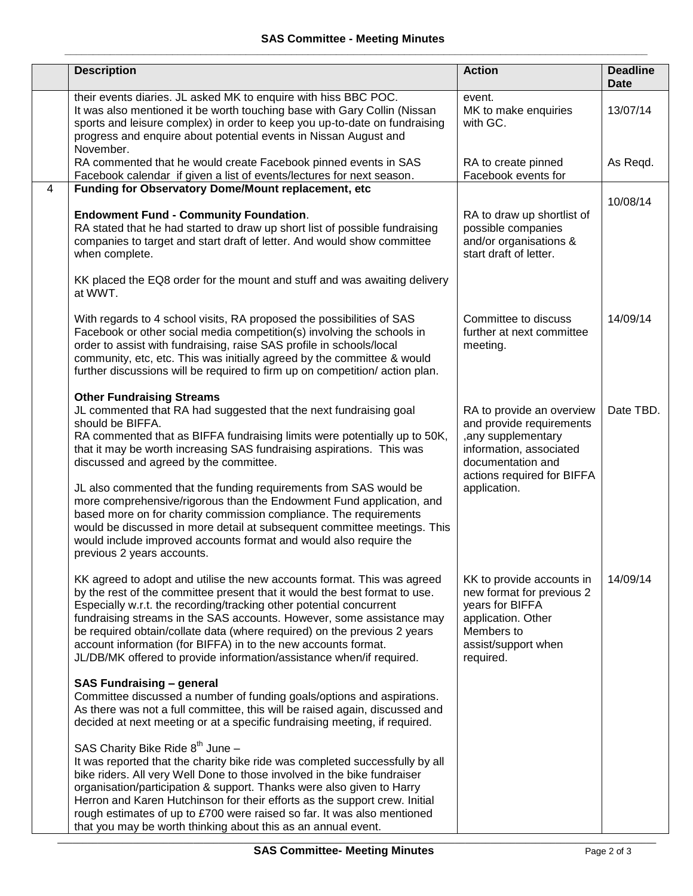| | Description | Action | Deadline Date |
|---|---|---|---|
| | their events diaries. JL asked MK to enquire with hiss BBC POC.<br>It was also mentioned it be worth touching base with Gary Collin (Nissan sports and leisure complex) in order to keep you up-to-date on fundraising progress and enquire about potential events in Nissan August and November.<br>RA commented that he would create Facebook pinned events in SAS Facebook calendar if given a list of events/lectures for next season. | event.<br>MK to make enquiries with GC.<br><br>RA to create pinned Facebook events for | <br>13/07/14<br><br><br>As Reqd. |
| 4 | **Funding for Observatory Dome/Mount replacement, etc**<br><br>**Endowment Fund - Community Foundation**.<br>RA stated that he had started to draw up short list of possible fundraising companies to target and start draft of letter. And would show committee when complete.<br><br>KK placed the EQ8 order for the mount and stuff and was awaiting delivery at WWT.<br><br>With regards to 4 school visits, RA proposed the possibilities of SAS Facebook or other social media competition(s) involving the schools in order to assist with fundraising, raise SAS profile in schools/local community, etc, etc. This was initially agreed by the committee & would further discussions will be required to firm up on competition/ action plan.<br><br>**Other Fundraising Streams**<br>JL commented that RA had suggested that the next fundraising goal should be BIFFA.<br>RA commented that as BIFFA fundraising limits were potentially up to 50K, that it may be worth increasing SAS fundraising aspirations. This was discussed and agreed by the committee.<br><br>JL also commented that the funding requirements from SAS would be more comprehensive/rigorous than the Endowment Fund application, and based more on for charity commission compliance. The requirements would be discussed in more detail at subsequent committee meetings. This would include improved accounts format and would also require the previous 2 years accounts.<br><br>KK agreed to adopt and utilise the new accounts format. This was agreed by the rest of the committee present that it would the best format to use. Especially w.r.t. the recording/tracking other potential concurrent fundraising streams in the SAS accounts. However, some assistance may be required obtain/collate data (where required) on the previous 2 years account information (for BIFFA) in to the new accounts format.<br>JL/DB/MK offered to provide information/assistance when/if required.<br><br>**SAS Fundraising – general**<br>Committee discussed a number of funding goals/options and aspirations. As there was not a full committee, this will be raised again, discussed and decided at next meeting or at a specific fundraising meeting, if required.<br><br>SAS Charity Bike Ride 8th June –<br>It was reported that the charity bike ride was completed successfully by all bike riders. All very Well Done to those involved in the bike fundraiser organisation/participation & support. Thanks were also given to Harry Herron and Karen Hutchinson for their efforts as the support crew. Initial rough estimates of up to £700 were raised so far. It was also mentioned that you may be worth thinking about this as an annual event. | <br><br>RA to draw up shortlist of possible companies and/or organisations & start draft of letter.<br><br><br><br>Committee to discuss further at next committee meeting.<br><br><br>RA to provide an overview and provide requirements ,any supplementary information, associated documentation and actions required for BIFFA application.<br><br><br>KK to provide accounts in new format for previous 2 years for BIFFA application. Other Members to assist/support when required. | <br>10/08/14<br><br><br><br><br><br>14/09/14<br><br><br><br>Date TBD.<br><br><br><br><br>14/09/14 |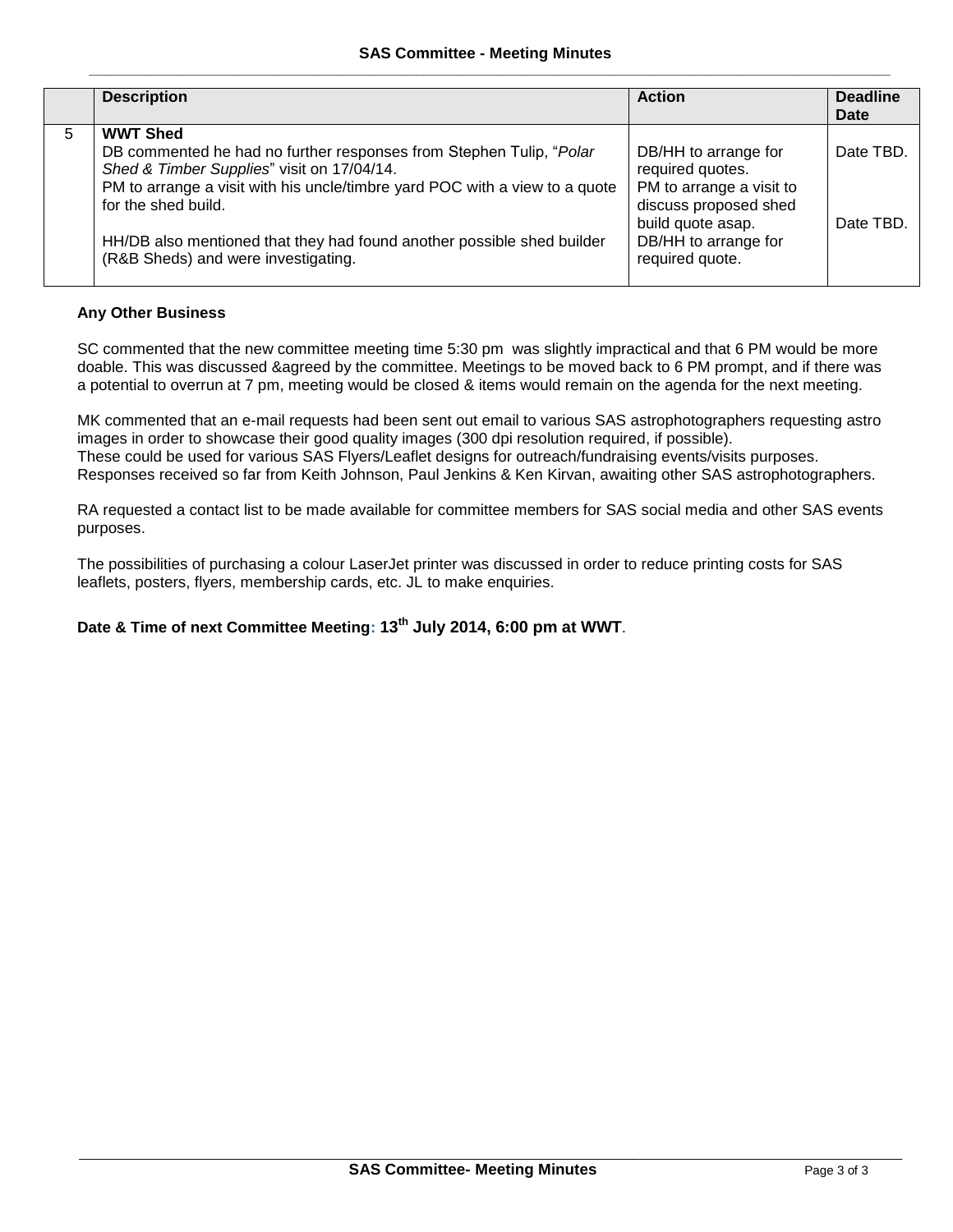| | Description | Action | Deadline Date |
|---|---|---|---|
| 5 | **WWT Shed**<br>DB commented he had no further responses from Stephen Tulip, "*Polar Shed & Timber Supplies*" visit on 17/04/14.<br>PM to arrange a visit with his uncle/timbre yard POC with a view to a quote for the shed build.<br><br>HH/DB also mentioned that they had found another possible shed builder (R&B Sheds) and were investigating. | DB/HH to arrange for required quotes.<br>PM to arrange a visit to discuss proposed shed build quote asap.<br>DB/HH to arrange for required quote. | Date TBD.<br><br><br>Date TBD. |

**Any Other Business**

SC commented that the new committee meeting time 5:30 pm was slightly impractical and that 6 PM would be more doable. This was discussed &agreed by the committee. Meetings to be moved back to 6 PM prompt, and if there was a potential to overrun at 7 pm, meeting would be closed & items would remain on the agenda for the next meeting.

MK commented that an e-mail requests had been sent out email to various SAS astrophotographers requesting astro images in order to showcase their good quality images (300 dpi resolution required, if possible).
These could be used for various SAS Flyers/Leaflet designs for outreach/fundraising events/visits purposes.
Responses received so far from Keith Johnson, Paul Jenkins & Ken Kirvan, awaiting other SAS astrophotographers.

RA requested a contact list to be made available for committee members for SAS social media and other SAS events purposes.

The possibilities of purchasing a colour LaserJet printer was discussed in order to reduce printing costs for SAS leaflets, posters, flyers, membership cards, etc. JL to make enquiries.

**Date & Time of next Committee Meeting: 13th July 2014, 6:00 pm at WWT**.